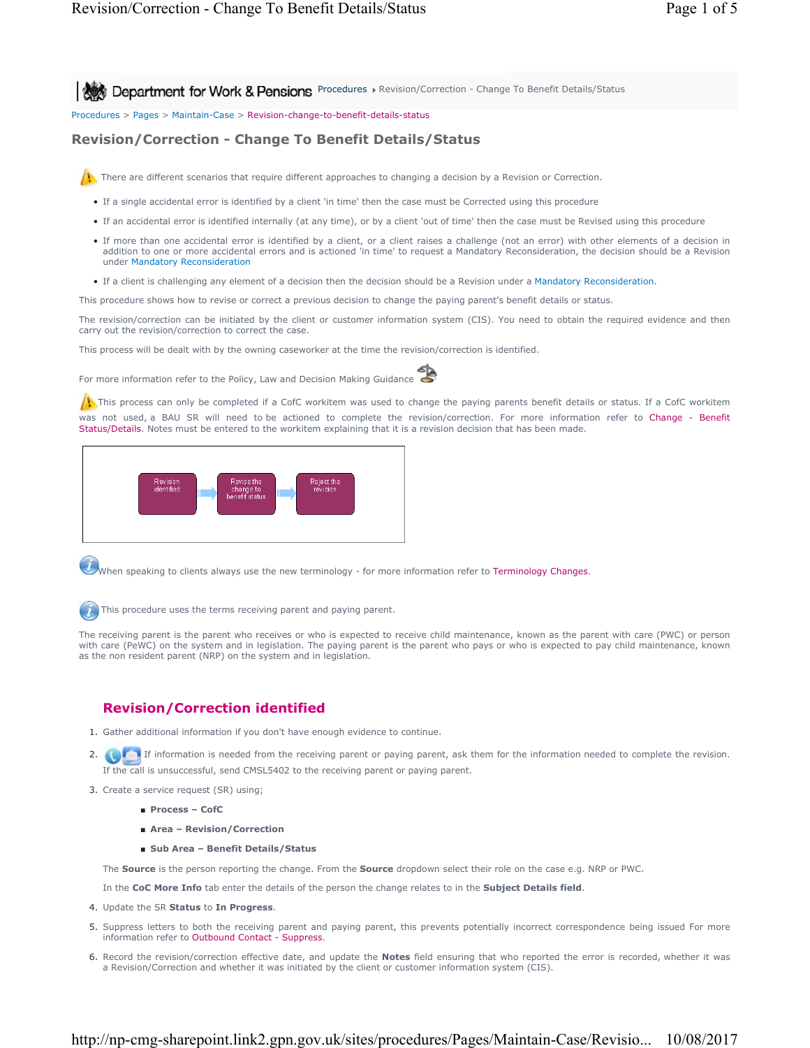Procedures > Pages > Maintain-Case > Revision-change-to-benefit-details-status

# Revision/Correction - Change To Benefit Details/Status

There are different scenarios that require different approaches to changing a decision by a Revision or Correction.

- If a single accidental error is identified by a client 'in time' then the case must be Corrected using this procedure
- If an accidental error is identified internally (at any time), or by a client 'out of time' then the case must be Revised using this procedure
- If more than one accidental error is identified by a client, or a client raises a challenge (not an error) with other elements of a decision in addition to one or more accidental errors and is actioned 'in time' to request a Mandatory Reconsideration, the decision should be a Revision under Mandatory Reconsideration
- If a client is challenging any element of a decision then the decision should be a Revision under a Mandatory Reconsideration.

This procedure shows how to revise or correct a previous decision to change the paying parent's benefit details or status.

The revision/correction can be initiated by the client or customer information system (CIS). You need to obtain the required evidence and then carry out the revision/correction to correct the case.

This process will be dealt with by the owning caseworker at the time the revision/correction is identified.

For more information refer to the Policy, Law and Decision Making Guidance

This process can only be completed if a CofC workitem was used to change the paying parents benefit details or status. If a CofC workitem was not used, a BAU SR will need to be actioned to complete the revision/correction. For more information refer to Change - Benefit Status/Details. Notes must be entered to the workitem explaining that it is a revision decision that has been made.

Revision identified → Revise the change to benefit status → Reject the revision

When speaking to clients always use the new terminology - for more information refer to Terminology Changes.

This procedure uses the terms receiving parent and paying parent.

The receiving parent is the parent who receives or who is expected to receive child maintenance, known as the parent with care (PWC) or person with care (PeWC) on the system and in legislation. The paying parent is the parent who pays or who is expected to pay child maintenance, known as the non resident parent (NRP) on the system and in legislation.

## Revision/Correction identified

1. Gather additional information if you don't have enough evidence to continue.
2. If information is needed from the receiving parent or paying parent, ask them for the information needed to complete the revision. If the call is unsuccessful, send CMSL5402 to the receiving parent or paying parent.
3. Create a service request (SR) using;
   - **Process – CofC**
   - **Area – Revision/Correction**
   - **Sub Area – Benefit Details/Status**

   The **Source** is the person reporting the change. From the **Source** dropdown select their role on the case e.g. NRP or PWC.

   In the **CoC More Info** tab enter the details of the person the change relates to in the **Subject Details field**.
4. Update the SR **Status** to **In Progress**.
5. Suppress letters to both the receiving parent and paying parent, this prevents potentially incorrect correspondence being issued For more information refer to Outbound Contact - Suppress.
6. Record the revision/correction effective date, and update the **Notes** field ensuring that who reported the error is recorded, whether it was a Revision/Correction and whether it was initiated by the client or customer information system (CIS).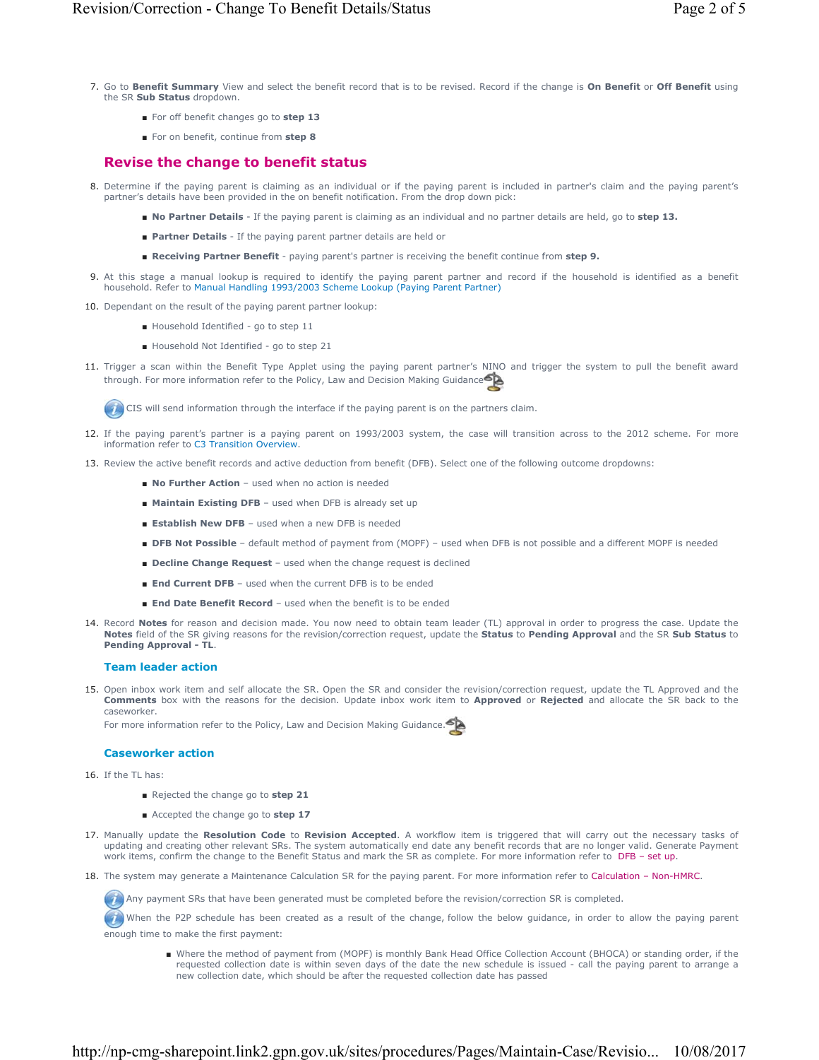7. Go to **Benefit Summary** View and select the benefit record that is to be revised. Record if the change is **On Benefit** or **Off Benefit** using the SR **Sub Status** dropdown.
   - For off benefit changes go to **step 13**
   - For on benefit, continue from **step 8**

## Revise the change to benefit status

8. Determine if the paying parent is claiming as an individual or if the paying parent is included in partner's claim and the paying parent's partner's details have been provided in the on benefit notification. From the drop down pick:
   - **No Partner Details** - If the paying parent is claiming as an individual and no partner details are held, go to **step 13.**
   - **Partner Details** - If the paying parent partner details are held or
   - **Receiving Partner Benefit** - paying parent's partner is receiving the benefit continue from **step 9.**
9. At this stage a manual lookup is required to identify the paying parent partner and record if the household is identified as a benefit household. Refer to Manual Handling 1993/2003 Scheme Lookup (Paying Parent Partner)
10. Dependant on the result of the paying parent partner lookup:
    - Household Identified - go to step 11
    - Household Not Identified - go to step 21
11. Trigger a scan within the Benefit Type Applet using the paying parent partner's NINO and trigger the system to pull the benefit award through. For more information refer to the Policy, Law and Decision Making Guidance

    CIS will send information through the interface if the paying parent is on the partners claim.

12. If the paying parent's partner is a paying parent on 1993/2003 system, the case will transition across to the 2012 scheme. For more information refer to C3 Transition Overview.
13. Review the active benefit records and active deduction from benefit (DFB). Select one of the following outcome dropdowns:
    - **No Further Action** – used when no action is needed
    - **Maintain Existing DFB** – used when DFB is already set up
    - **Establish New DFB** – used when a new DFB is needed
    - **DFB Not Possible** – default method of payment from (MOPF) – used when DFB is not possible and a different MOPF is needed
    - **Decline Change Request** – used when the change request is declined
    - **End Current DFB** – used when the current DFB is to be ended
    - **End Date Benefit Record** – used when the benefit is to be ended
14. Record **Notes** for reason and decision made. You now need to obtain team leader (TL) approval in order to progress the case. Update the **Notes** field of the SR giving reasons for the revision/correction request, update the **Status** to **Pending Approval** and the SR **Sub Status** to **Pending Approval - TL**.

### Team leader action

15. Open inbox work item and self allocate the SR. Open the SR and consider the revision/correction request, update the TL Approved and the **Comments** box with the reasons for the decision. Update inbox work item to **Approved** or **Rejected** and allocate the SR back to the caseworker.
    For more information refer to the Policy, Law and Decision Making Guidance.

### Caseworker action

16. If the TL has:
    - Rejected the change go to **step 21**
    - Accepted the change go to **step 17**
17. Manually update the **Resolution Code** to **Revision Accepted**. A workflow item is triggered that will carry out the necessary tasks of updating and creating other relevant SRs. The system automatically end date any benefit records that are no longer valid. Generate Payment work items, confirm the change to the Benefit Status and mark the SR as complete. For more information refer to DFB – set up.
18. The system may generate a Maintenance Calculation SR for the paying parent. For more information refer to Calculation – Non-HMRC.

    Any payment SRs that have been generated must be completed before the revision/correction SR is completed.

    When the P2P schedule has been created as a result of the change, follow the below guidance, in order to allow the paying parent enough time to make the first payment:

    - Where the method of payment from (MOPF) is monthly Bank Head Office Collection Account (BHOCA) or standing order, if the requested collection date is within seven days of the date the new schedule is issued - call the paying parent to arrange a new collection date, which should be after the requested collection date has passed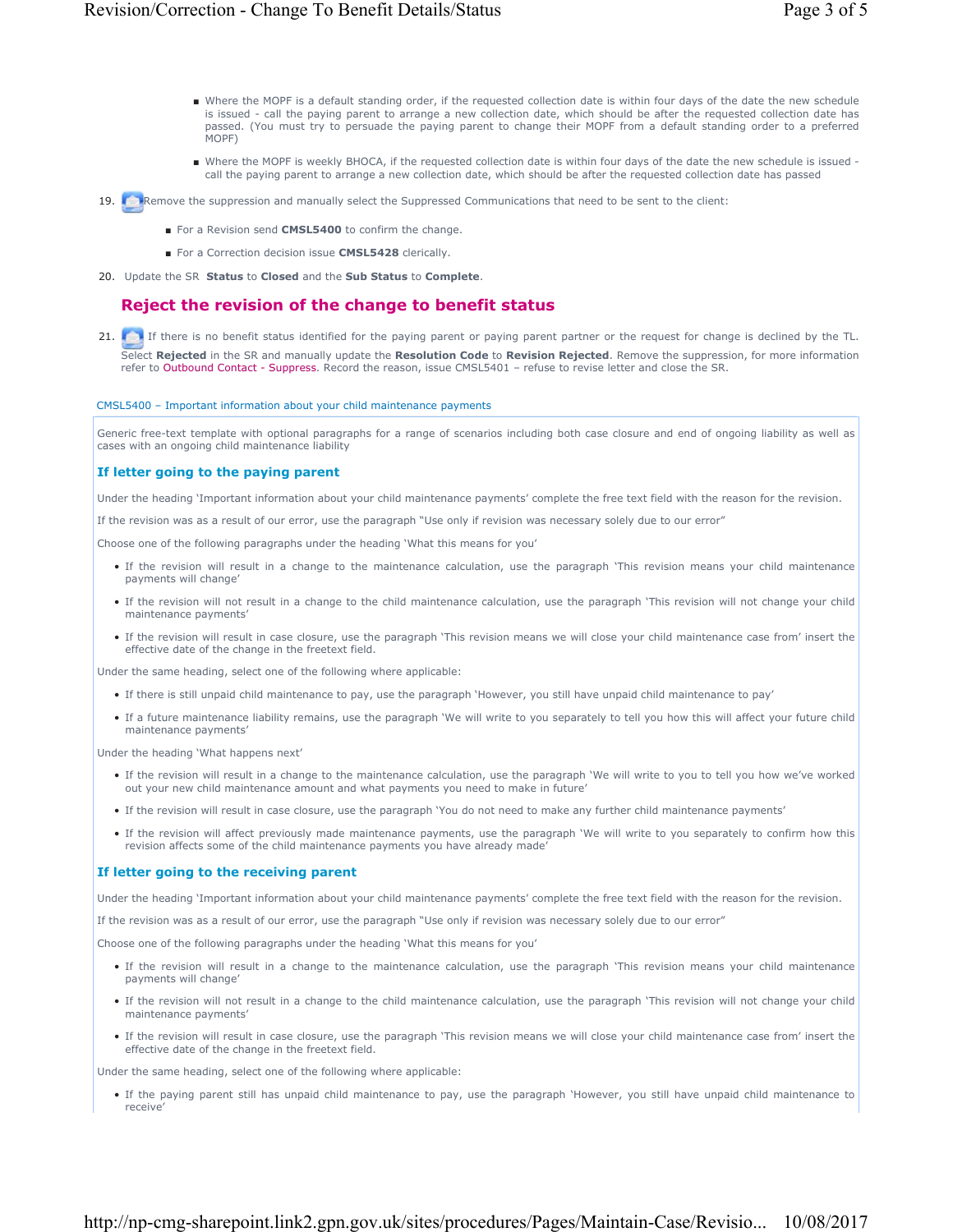- Where the MOPF is a default standing order, if the requested collection date is within four days of the date the new schedule is issued - call the paying parent to arrange a new collection date, which should be after the requested collection date has passed. (You must try to persuade the paying parent to change their MOPF from a default standing order to a preferred MOPF)
- Where the MOPF is weekly BHOCA, if the requested collection date is within four days of the date the new schedule is issued - call the paying parent to arrange a new collection date, which should be after the requested collection date has passed

19. Remove the suppression and manually select the Suppressed Communications that need to be sent to the client:
    - For a Revision send **CMSL5400** to confirm the change.
    - For a Correction decision issue **CMSL5428** clerically.
20. Update the SR **Status** to **Closed** and the **Sub Status** to **Complete**.

## Reject the revision of the change to benefit status

21. If there is no benefit status identified for the paying parent or paying parent partner or the request for change is declined by the TL. Select **Rejected** in the SR and manually update the **Resolution Code** to **Revision Rejected**. Remove the suppression, for more information refer to Outbound Contact - Suppress. Record the reason, issue CMSL5401 – refuse to revise letter and close the SR.

CMSL5400 – Important information about your child maintenance payments

Generic free-text template with optional paragraphs for a range of scenarios including both case closure and end of ongoing liability as well as cases with an ongoing child maintenance liability

### If letter going to the paying parent

Under the heading 'Important information about your child maintenance payments' complete the free text field with the reason for the revision.

If the revision was as a result of our error, use the paragraph "Use only if revision was necessary solely due to our error"

Choose one of the following paragraphs under the heading 'What this means for you'

- If the revision will result in a change to the maintenance calculation, use the paragraph 'This revision means your child maintenance payments will change'
- If the revision will not result in a change to the child maintenance calculation, use the paragraph 'This revision will not change your child maintenance payments'
- If the revision will result in case closure, use the paragraph 'This revision means we will close your child maintenance case from' insert the effective date of the change in the freetext field.

Under the same heading, select one of the following where applicable:

- If there is still unpaid child maintenance to pay, use the paragraph 'However, you still have unpaid child maintenance to pay'
- If a future maintenance liability remains, use the paragraph 'We will write to you separately to tell you how this will affect your future child maintenance payments'

Under the heading 'What happens next'

- If the revision will result in a change to the maintenance calculation, use the paragraph 'We will write to you to tell you how we've worked out your new child maintenance amount and what payments you need to make in future'
- If the revision will result in case closure, use the paragraph 'You do not need to make any further child maintenance payments'
- If the revision will affect previously made maintenance payments, use the paragraph 'We will write to you separately to confirm how this revision affects some of the child maintenance payments you have already made'

### If letter going to the receiving parent

Under the heading 'Important information about your child maintenance payments' complete the free text field with the reason for the revision.

If the revision was as a result of our error, use the paragraph "Use only if revision was necessary solely due to our error"

Choose one of the following paragraphs under the heading 'What this means for you'

- If the revision will result in a change to the maintenance calculation, use the paragraph 'This revision means your child maintenance payments will change'
- If the revision will not result in a change to the child maintenance calculation, use the paragraph 'This revision will not change your child maintenance payments'
- If the revision will result in case closure, use the paragraph 'This revision means we will close your child maintenance case from' insert the effective date of the change in the freetext field.

Under the same heading, select one of the following where applicable:

- If the paying parent still has unpaid child maintenance to pay, use the paragraph 'However, you still have unpaid child maintenance to receive'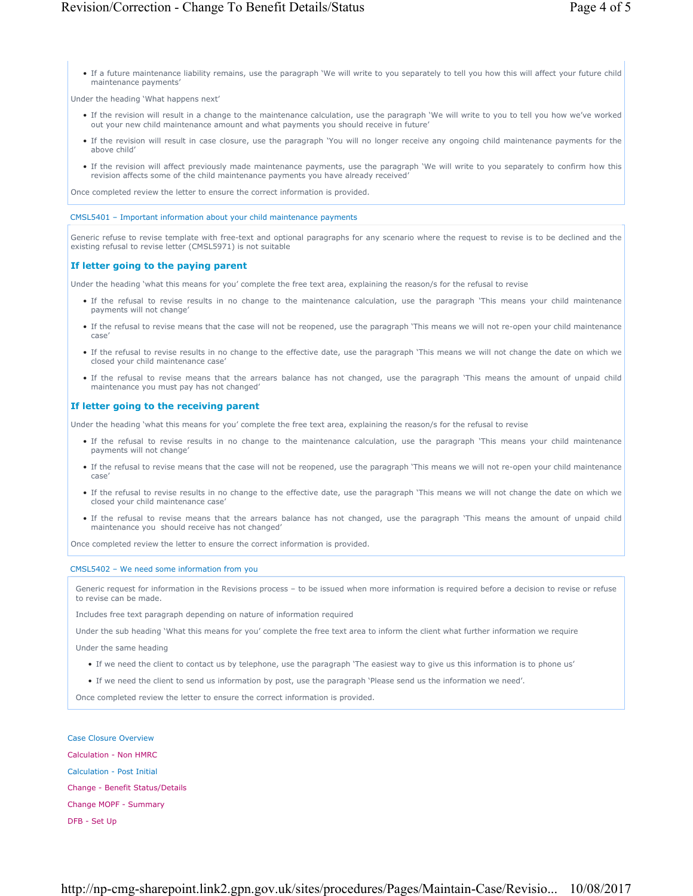- If a future maintenance liability remains, use the paragraph 'We will write to you separately to tell you how this will affect your future child maintenance payments'

Under the heading 'What happens next'

- If the revision will result in a change to the maintenance calculation, use the paragraph 'We will write to you to tell you how we've worked out your new child maintenance amount and what payments you should receive in future'
- If the revision will result in case closure, use the paragraph 'You will no longer receive any ongoing child maintenance payments for the above child'
- If the revision will affect previously made maintenance payments, use the paragraph 'We will write to you separately to confirm how this revision affects some of the child maintenance payments you have already received'

Once completed review the letter to ensure the correct information is provided.

CMSL5401 – Important information about your child maintenance payments

Generic refuse to revise template with free-text and optional paragraphs for any scenario where the request to revise is to be declined and the existing refusal to revise letter (CMSL5971) is not suitable

### If letter going to the paying parent

Under the heading 'what this means for you' complete the free text area, explaining the reason/s for the refusal to revise

- If the refusal to revise results in no change to the maintenance calculation, use the paragraph 'This means your child maintenance payments will not change'
- If the refusal to revise means that the case will not be reopened, use the paragraph 'This means we will not re-open your child maintenance case'
- If the refusal to revise results in no change to the effective date, use the paragraph 'This means we will not change the date on which we closed your child maintenance case'
- If the refusal to revise means that the arrears balance has not changed, use the paragraph 'This means the amount of unpaid child maintenance you must pay has not changed'

### If letter going to the receiving parent

Under the heading 'what this means for you' complete the free text area, explaining the reason/s for the refusal to revise

- If the refusal to revise results in no change to the maintenance calculation, use the paragraph 'This means your child maintenance payments will not change'
- If the refusal to revise means that the case will not be reopened, use the paragraph 'This means we will not re-open your child maintenance case'
- If the refusal to revise results in no change to the effective date, use the paragraph 'This means we will not change the date on which we closed your child maintenance case'
- If the refusal to revise means that the arrears balance has not changed, use the paragraph 'This means the amount of unpaid child maintenance you should receive has not changed'

Once completed review the letter to ensure the correct information is provided.

CMSL5402 – We need some information from you

Generic request for information in the Revisions process – to be issued when more information is required before a decision to revise or refuse to revise can be made.

Includes free text paragraph depending on nature of information required

Under the sub heading 'What this means for you' complete the free text area to inform the client what further information we require

Under the same heading

- If we need the client to contact us by telephone, use the paragraph 'The easiest way to give us this information is to phone us'
- If we need the client to send us information by post, use the paragraph 'Please send us the information we need'.

Once completed review the letter to ensure the correct information is provided.

Case Closure Overview

Calculation - Non HMRC

Calculation - Post Initial

Change - Benefit Status/Details

Change MOPF - Summary

DFB - Set Up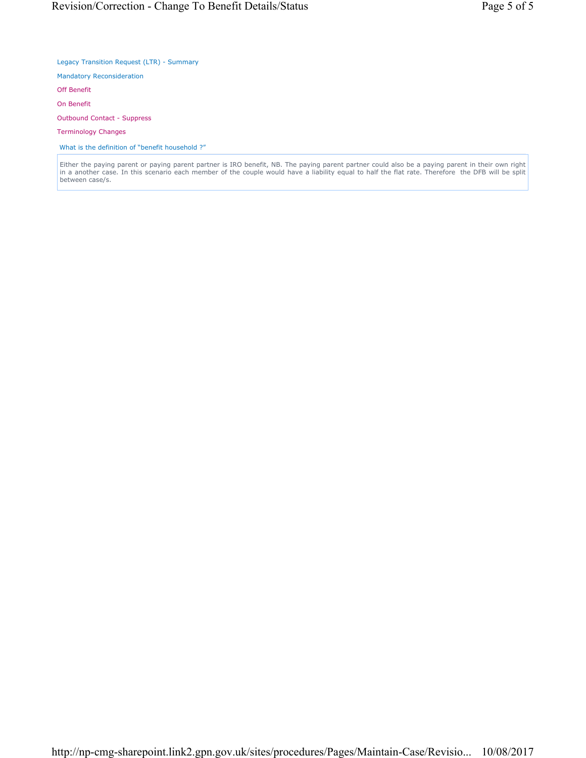Legacy Transition Request (LTR) - Summary

Mandatory Reconsideration

Off Benefit

On Benefit

Outbound Contact - Suppress

Terminology Changes

What is the definition of "benefit household ?"

Either the paying parent or paying parent partner is IRO benefit, NB. The paying parent partner could also be a paying parent in their own right in a another case. In this scenario each member of the couple would have a liability equal to half the flat rate. Therefore the DFB will be split between case/s.